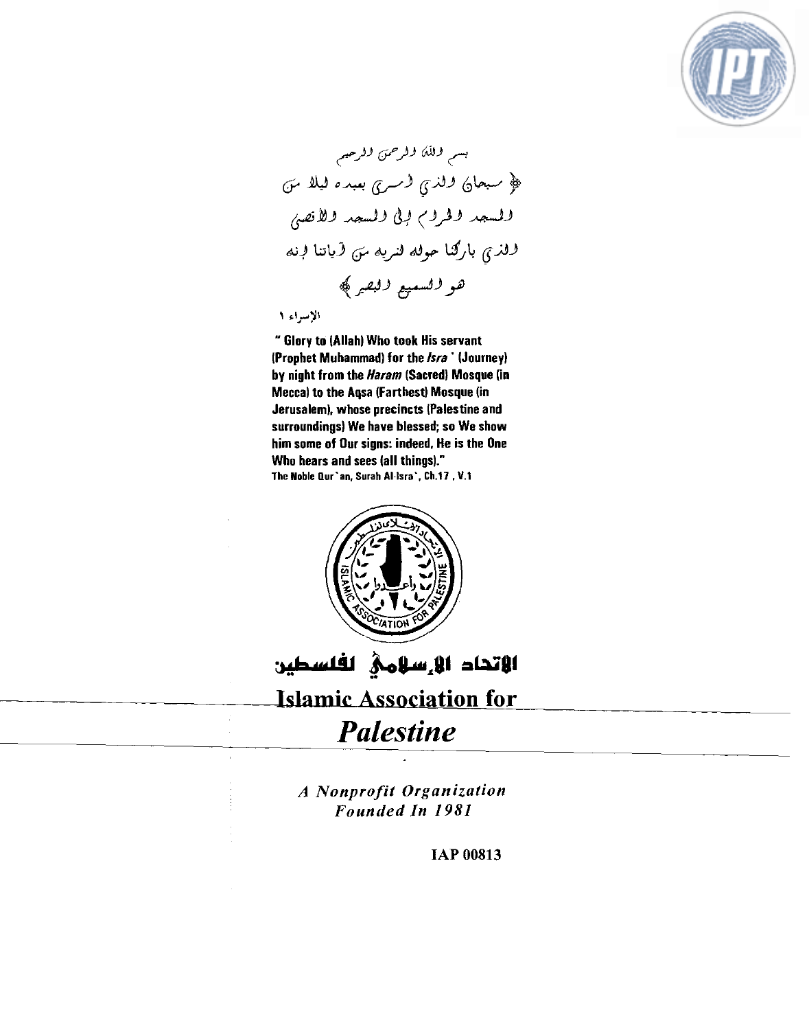بسم الله الرحمن الرحيم

﴿ سبحان الذي أسرى بعبده ليلا من المسجد الحرام إلى المسجد الأقصى الذي باركنا حوله لنريه من آياتنا إنه هو السميع البصير ﴾

الإسراء ١

**" Glory to (Allah) Who took His servant (Prophet Muhammad) for the *Isra`* (Journey) by night from the *Haram* (Sacred) Mosque (in Mecca) to the Aqsa (Farthest) Mosque (in Jerusalem), whose precincts (Palestine and surroundings) We have blessed; so We show him some of Our signs: indeed, He is the One Who hears and sees (all things)."**

**The Noble Qur`an, Surah Al-Isra`, Ch.17 , V.1**

# الاتحاد الإسلامي لفلسطين

# Islamic Association for *Palestine*

***A Nonprofit Organization Founded In 1981***

**IAP 00813**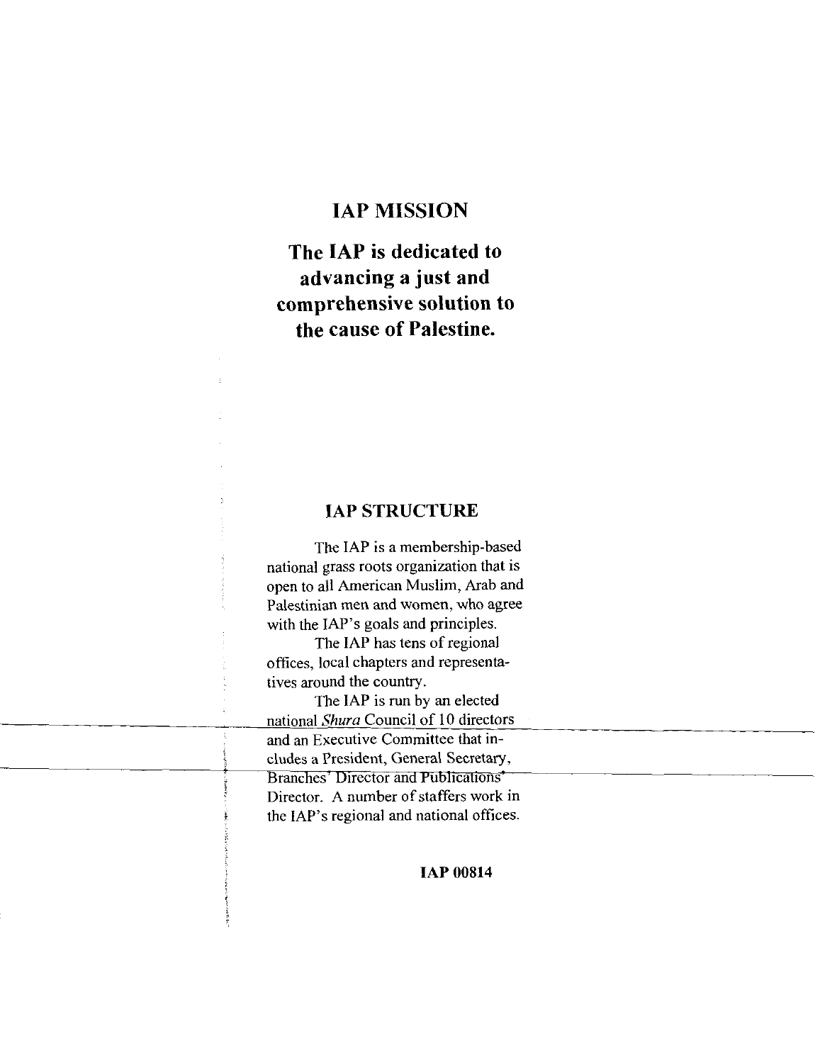## IAP MISSION

**The IAP is dedicated to advancing a just and comprehensive solution to the cause of Palestine.**

## IAP STRUCTURE

The IAP is a membership-based national grass roots organization that is open to all American Muslim, Arab and Palestinian men and women, who agree with the IAP's goals and principles.

The IAP has tens of regional offices, local chapters and representatives around the country.

The IAP is run by an elected national *Shura* Council of 10 directors and an Executive Committee that includes a President, General Secretary, Branches' Director and Publications' Director. A number of staffers work in the IAP's regional and national offices.

**IAP 00814**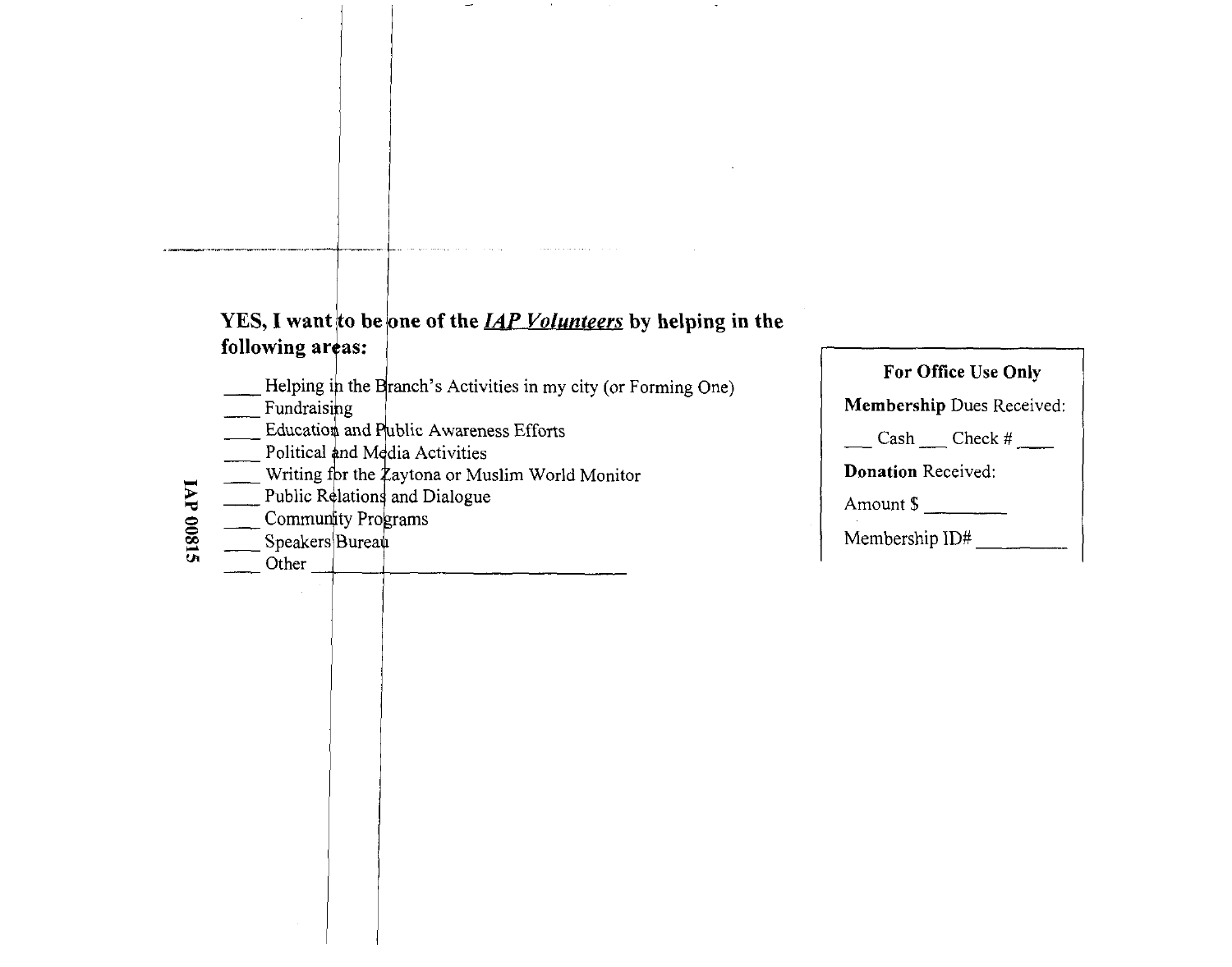**YES, I want to be one of the *IAP Volunteers* by helping in the following areas:**

____ Helping in the Branch's Activities in my city (or Forming One)
____ Fundraising
____ Education and Public Awareness Efforts
____ Political and Media Activities
____ Writing for the Zaytona or Muslim World Monitor
____ Public Relations and Dialogue
____ Community Programs
____ Speakers Bureau
____ Other ______________________________

| **For Office Use Only** |
|---|
| **Membership** Dues Received: |
| ___ Cash ___ Check # ____ |
| **Donation** Received: |
| Amount $ ________ |
| Membership ID# _________ |

IAP 00815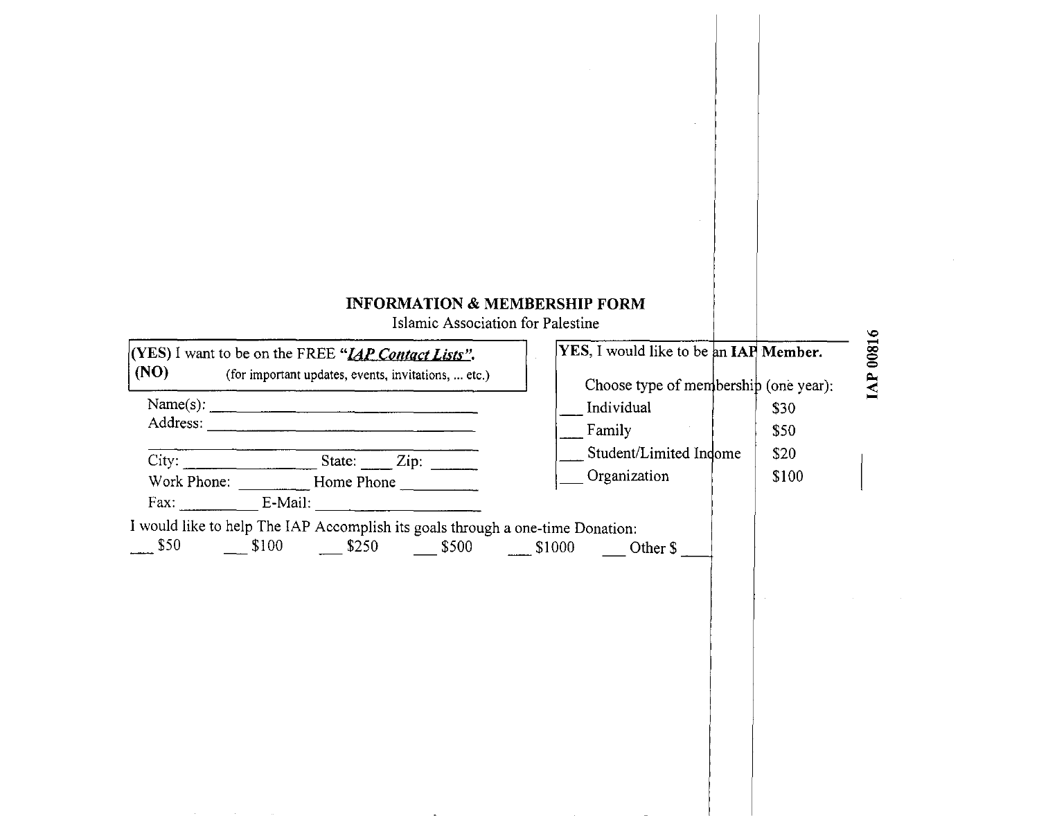## INFORMATION & MEMBERSHIP FORM

Islamic Association for Palestine

**(YES)** I want to be on the FREE ***"IAP Contact Lists".***
**(NO)** (for important updates, events, invitations, ... etc.)

Name(s): ______________________________
Address: ______________________________
______________________________
City: ______________ State: ____ Zip: ______
Work Phone: ________ Home Phone ________
Fax: ________ E-Mail: ________________

**YES**, I would like to be an **IAP Member.**

Choose type of membership (one year):

| | |
|---|---|
| ___ Individual | $30 |
| ___ Family | $50 |
| ___ Student/Limited Income | $20 |
| ___ Organization | $100 |

I would like to help The IAP Accomplish its goals through a one-time Donation:

___ $50 ___ $100 ___ $250 ___ $500 ___ $1000 ___ Other $ ____

IAP 00816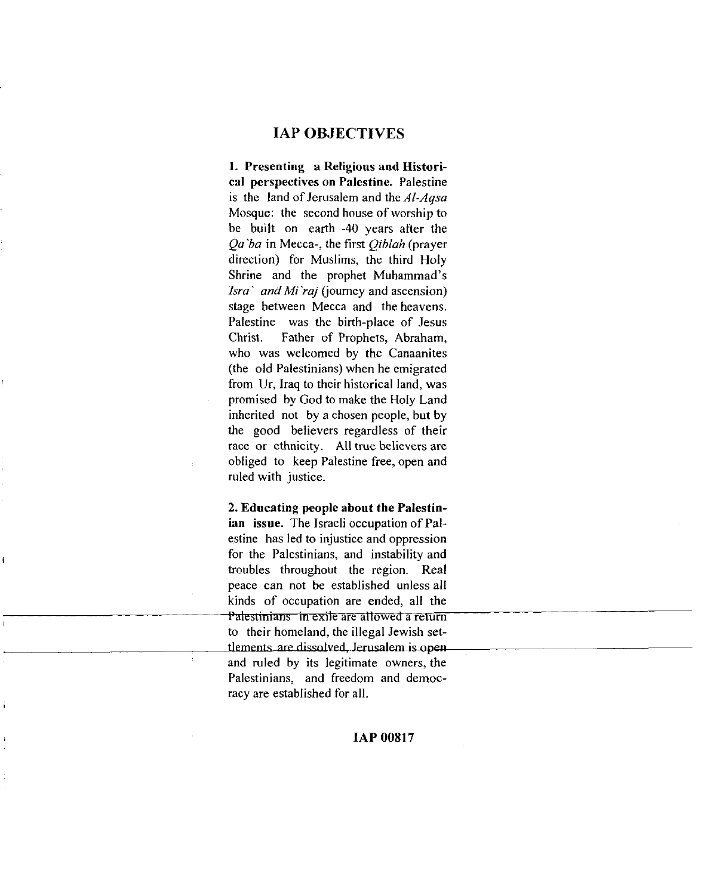## IAP OBJECTIVES

**1. Presenting a Religious and Historical perspectives on Palestine.** Palestine is the land of Jerusalem and the *Al-Aqsa* Mosque: the second house of worship to be built on earth -40 years after the *Qa`ba* in Mecca-, the first *Qiblah* (prayer direction) for Muslims, the third Holy Shrine and the prophet Muhammad's *Isra` and Mi`raj* (journey and ascension) stage between Mecca and the heavens. Palestine was the birth-place of Jesus Christ. Father of Prophets, Abraham, who was welcomed by the Canaanites (the old Palestinians) when he emigrated from Ur, Iraq to their historical land, was promised by God to make the Holy Land inherited not by a chosen people, but by the good believers regardless of their race or ethnicity. All true believers are obliged to keep Palestine free, open and ruled with justice.

**2. Educating people about the Palestinian issue.** The Israeli occupation of Palestine has led to injustice and oppression for the Palestinians, and instability and troubles throughout the region. Real peace can not be established unless all kinds of occupation are ended, all the Palestinians in exile are allowed a return to their homeland, the illegal Jewish settlements are dissolved, Jerusalem is open and ruled by its legitimate owners, the Palestinians, and freedom and democracy are established for all.

IAP 00817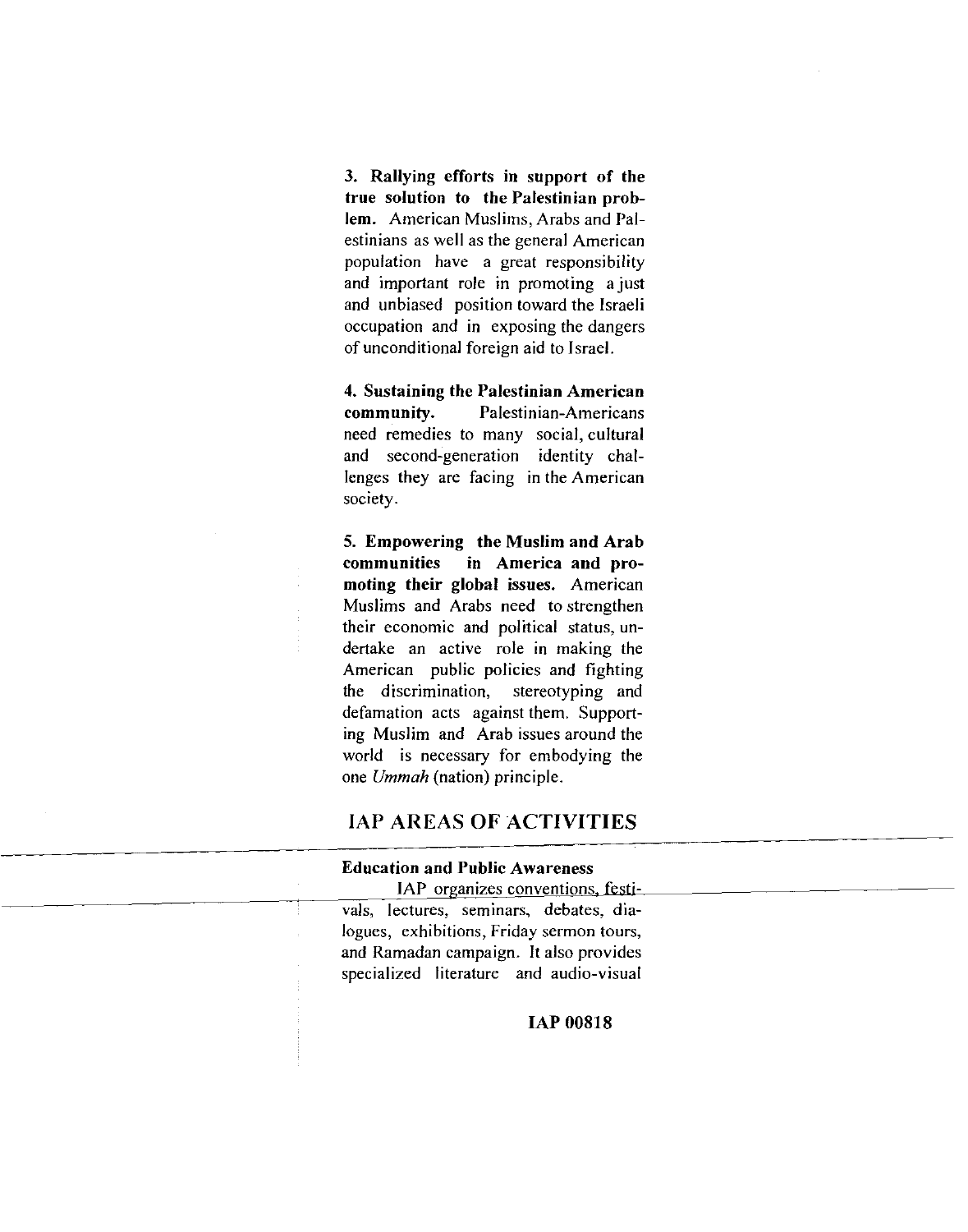**3. Rallying efforts in support of the true solution to the Palestinian problem.** American Muslims, Arabs and Palestinians as well as the general American population have a great responsibility and important role in promoting a just and unbiased position toward the Israeli occupation and in exposing the dangers of unconditional foreign aid to Israel.

**4. Sustaining the Palestinian American community.** Palestinian-Americans need remedies to many social, cultural and second-generation identity challenges they are facing in the American society.

**5. Empowering the Muslim and Arab communities in America and promoting their global issues.** American Muslims and Arabs need to strengthen their economic and political status, undertake an active role in making the American public policies and fighting the discrimination, stereotyping and defamation acts against them. Supporting Muslim and Arab issues around the world is necessary for embodying the one *Ummah* (nation) principle.

## IAP AREAS OF ACTIVITIES

**Education and Public Awareness**

IAP organizes conventions, festivals, lectures, seminars, debates, dialogues, exhibitions, Friday sermon tours, and Ramadan campaign. It also provides specialized literature and audio-visual

IAP 00818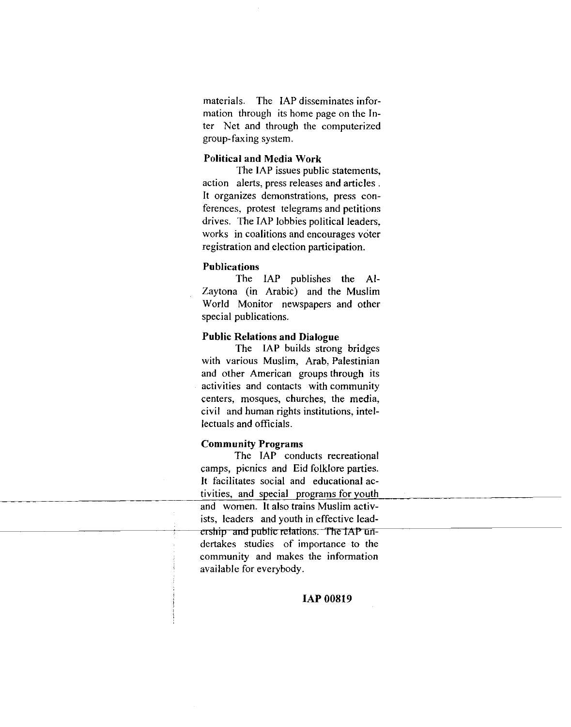materials. The IAP disseminates information through its home page on the Inter Net and through the computerized group-faxing system.

**Political and Media Work**

The IAP issues public statements, action alerts, press releases and articles. It organizes demonstrations, press conferences, protest telegrams and petitions drives. The IAP lobbies political leaders, works in coalitions and encourages voter registration and election participation.

**Publications**

The IAP publishes the Al-Zaytona (in Arabic) and the Muslim World Monitor newspapers and other special publications.

**Public Relations and Dialogue**

The IAP builds strong bridges with various Muslim, Arab, Palestinian and other American groups through its activities and contacts with community centers, mosques, churches, the media, civil and human rights institutions, intellectuals and officials.

**Community Programs**

The IAP conducts recreational camps, picnics and Eid folklore parties. It facilitates social and educational activities, and special programs for youth and women. It also trains Muslim activists, leaders and youth in effective leadership and public relations. The IAP undertakes studies of importance to the community and makes the information available for everybody.

**IAP 00819**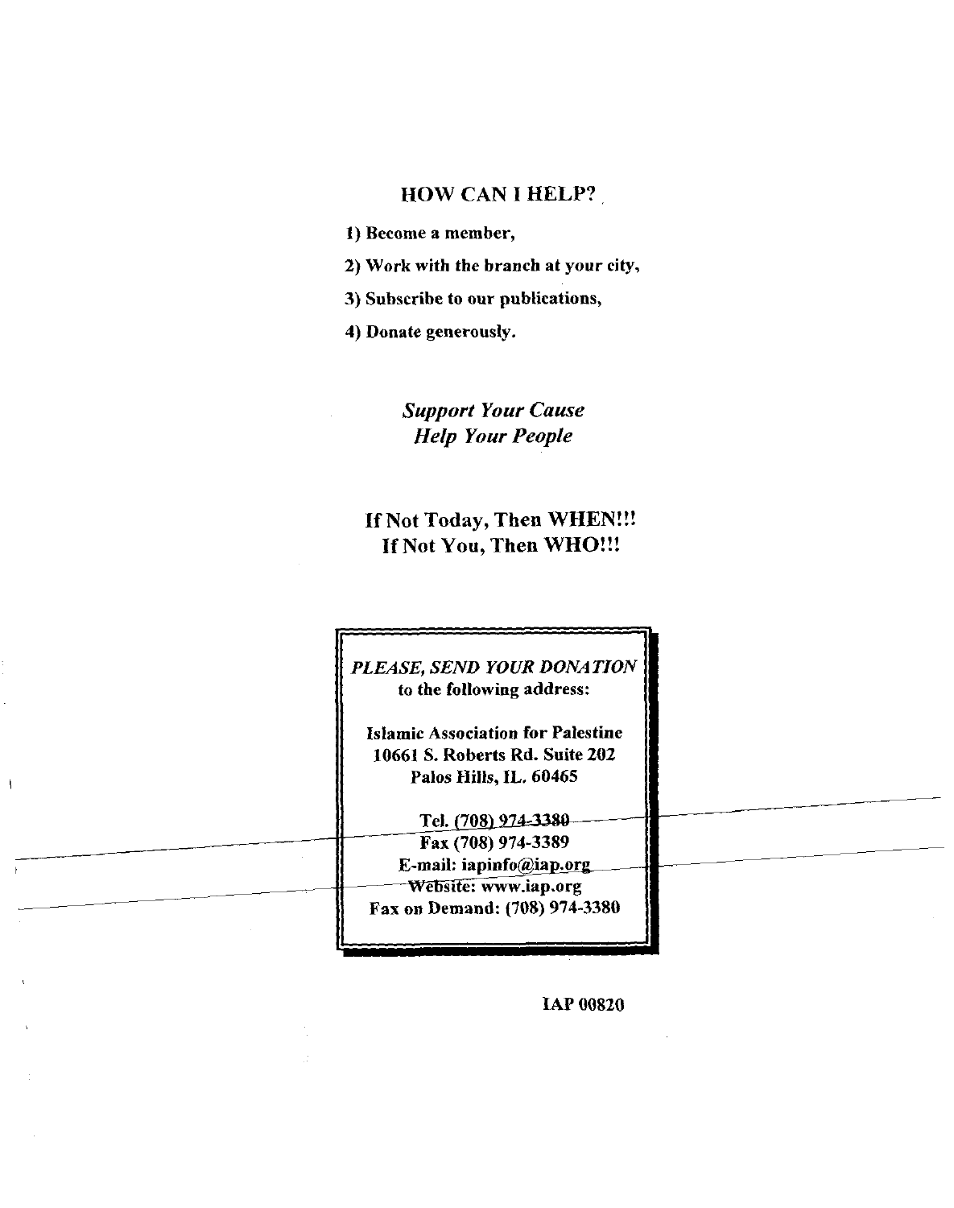## HOW CAN I HELP?

1) Become a member,

2) Work with the branch at your city,

3) Subscribe to our publications,

4) Donate generously.

*Support Your Cause*
*Help Your People*

**If Not Today, Then WHEN!!!**
**If Not You, Then WHO!!!**

***PLEASE, SEND YOUR DONATION***
**to the following address:**

**Islamic Association for Palestine**
**10661 S. Roberts Rd. Suite 202**
**Palos Hills, IL. 60465**

**Tel. (708) 974-3380**
**Fax (708) 974-3389**
**E-mail: iapinfo@iap.org**
**Website: www.iap.org**
**Fax on Demand: (708) 974-3380**

**IAP 00820**